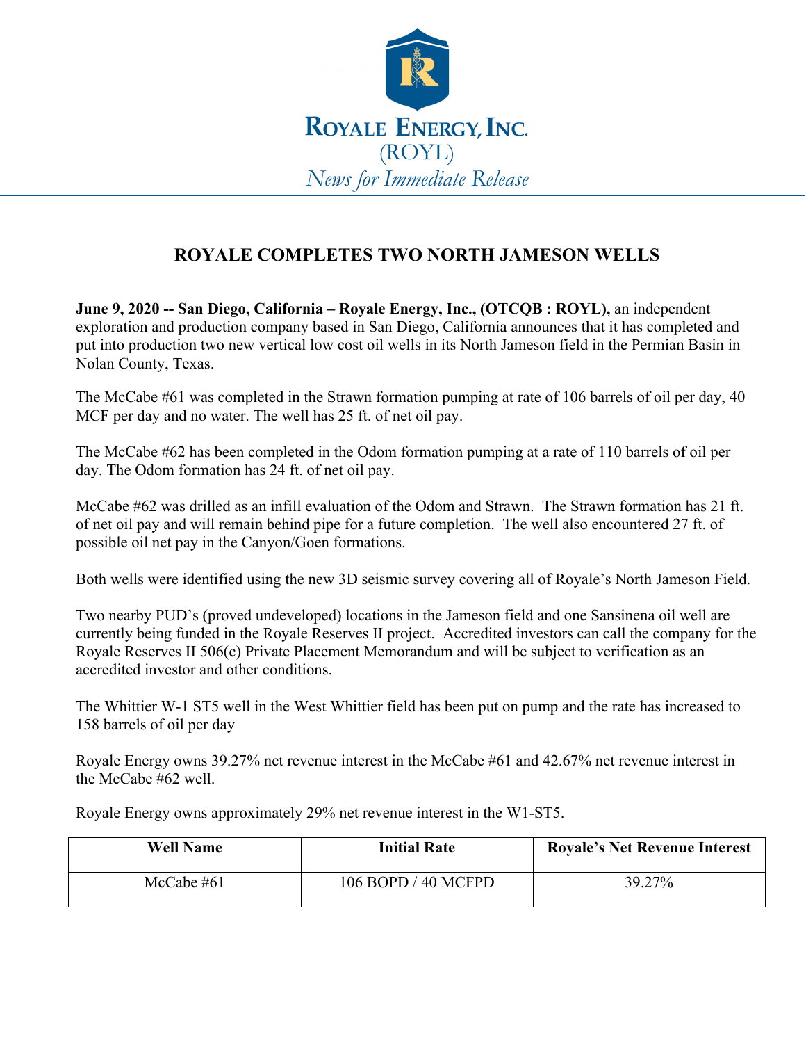**ROYALE ENERGY, INC.**
(ROYL)
*News for Immediate Release*

# ROYALE COMPLETES TWO NORTH JAMESON WELLS

**June 9, 2020 -- San Diego, California – Royale Energy, Inc., (OTCQB : ROYL),** an independent exploration and production company based in San Diego, California announces that it has completed and put into production two new vertical low cost oil wells in its North Jameson field in the Permian Basin in Nolan County, Texas.

The McCabe #61 was completed in the Strawn formation pumping at rate of 106 barrels of oil per day, 40 MCF per day and no water. The well has 25 ft. of net oil pay.

The McCabe #62 has been completed in the Odom formation pumping at a rate of 110 barrels of oil per day. The Odom formation has 24 ft. of net oil pay.

McCabe #62 was drilled as an infill evaluation of the Odom and Strawn. The Strawn formation has 21 ft. of net oil pay and will remain behind pipe for a future completion. The well also encountered 27 ft. of possible oil net pay in the Canyon/Goen formations.

Both wells were identified using the new 3D seismic survey covering all of Royale's North Jameson Field.

Two nearby PUD's (proved undeveloped) locations in the Jameson field and one Sansinena oil well are currently being funded in the Royale Reserves II project. Accredited investors can call the company for the Royale Reserves II 506(c) Private Placement Memorandum and will be subject to verification as an accredited investor and other conditions.

The Whittier W-1 ST5 well in the West Whittier field has been put on pump and the rate has increased to 158 barrels of oil per day

Royale Energy owns 39.27% net revenue interest in the McCabe #61 and 42.67% net revenue interest in the McCabe #62 well.

Royale Energy owns approximately 29% net revenue interest in the W1-ST5.

| Well Name | Initial Rate | Royale's Net Revenue Interest |
| --- | --- | --- |
| McCabe #61 | 106 BOPD / 40 MCFPD | 39.27% |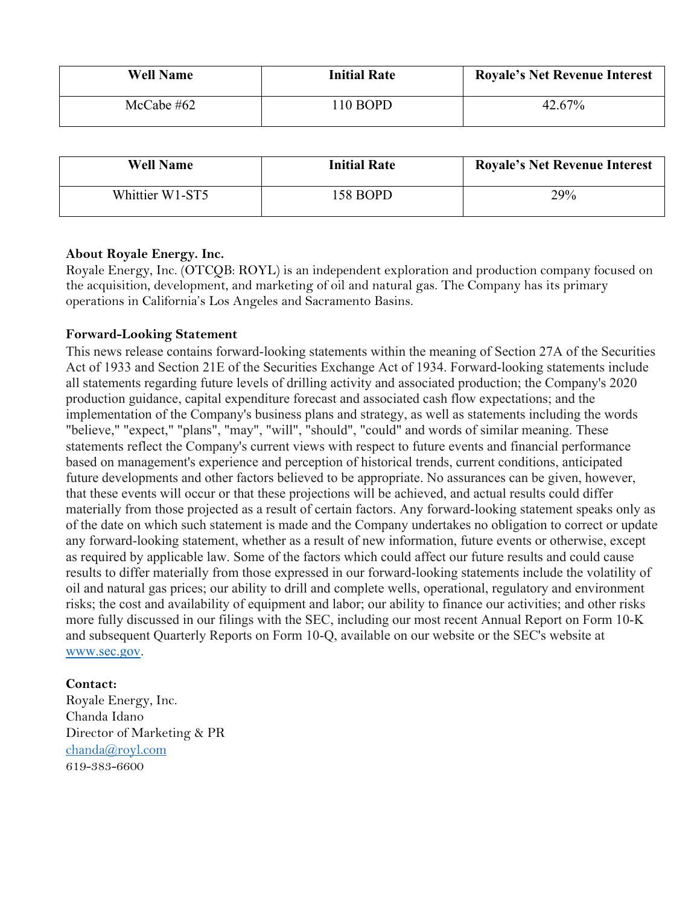| Well Name | Initial Rate | Royale's Net Revenue Interest |
|---|---|---|
| McCabe #62 | 110 BOPD | 42.67% |

| Well Name | Initial Rate | Royale's Net Revenue Interest |
|---|---|---|
| Whittier W1-ST5 | 158 BOPD | 29% |

**About Royale Energy. Inc.**
Royale Energy, Inc. (OTCQB: ROYL) is an independent exploration and production company focused on the acquisition, development, and marketing of oil and natural gas. The Company has its primary operations in California's Los Angeles and Sacramento Basins.

**Forward-Looking Statement**
This news release contains forward-looking statements within the meaning of Section 27A of the Securities Act of 1933 and Section 21E of the Securities Exchange Act of 1934. Forward-looking statements include all statements regarding future levels of drilling activity and associated production; the Company's 2020 production guidance, capital expenditure forecast and associated cash flow expectations; and the implementation of the Company's business plans and strategy, as well as statements including the words "believe," "expect," "plans", "may", "will", "should", "could" and words of similar meaning. These statements reflect the Company's current views with respect to future events and financial performance based on management's experience and perception of historical trends, current conditions, anticipated future developments and other factors believed to be appropriate. No assurances can be given, however, that these events will occur or that these projections will be achieved, and actual results could differ materially from those projected as a result of certain factors. Any forward-looking statement speaks only as of the date on which such statement is made and the Company undertakes no obligation to correct or update any forward-looking statement, whether as a result of new information, future events or otherwise, except as required by applicable law. Some of the factors which could affect our future results and could cause results to differ materially from those expressed in our forward-looking statements include the volatility of oil and natural gas prices; our ability to drill and complete wells, operational, regulatory and environment risks; the cost and availability of equipment and labor; our ability to finance our activities; and other risks more fully discussed in our filings with the SEC, including our most recent Annual Report on Form 10-K and subsequent Quarterly Reports on Form 10-Q, available on our website or the SEC's website at www.sec.gov.

**Contact:**
Royale Energy, Inc.
Chanda Idano
Director of Marketing & PR
chanda@royl.com
619-383-6600